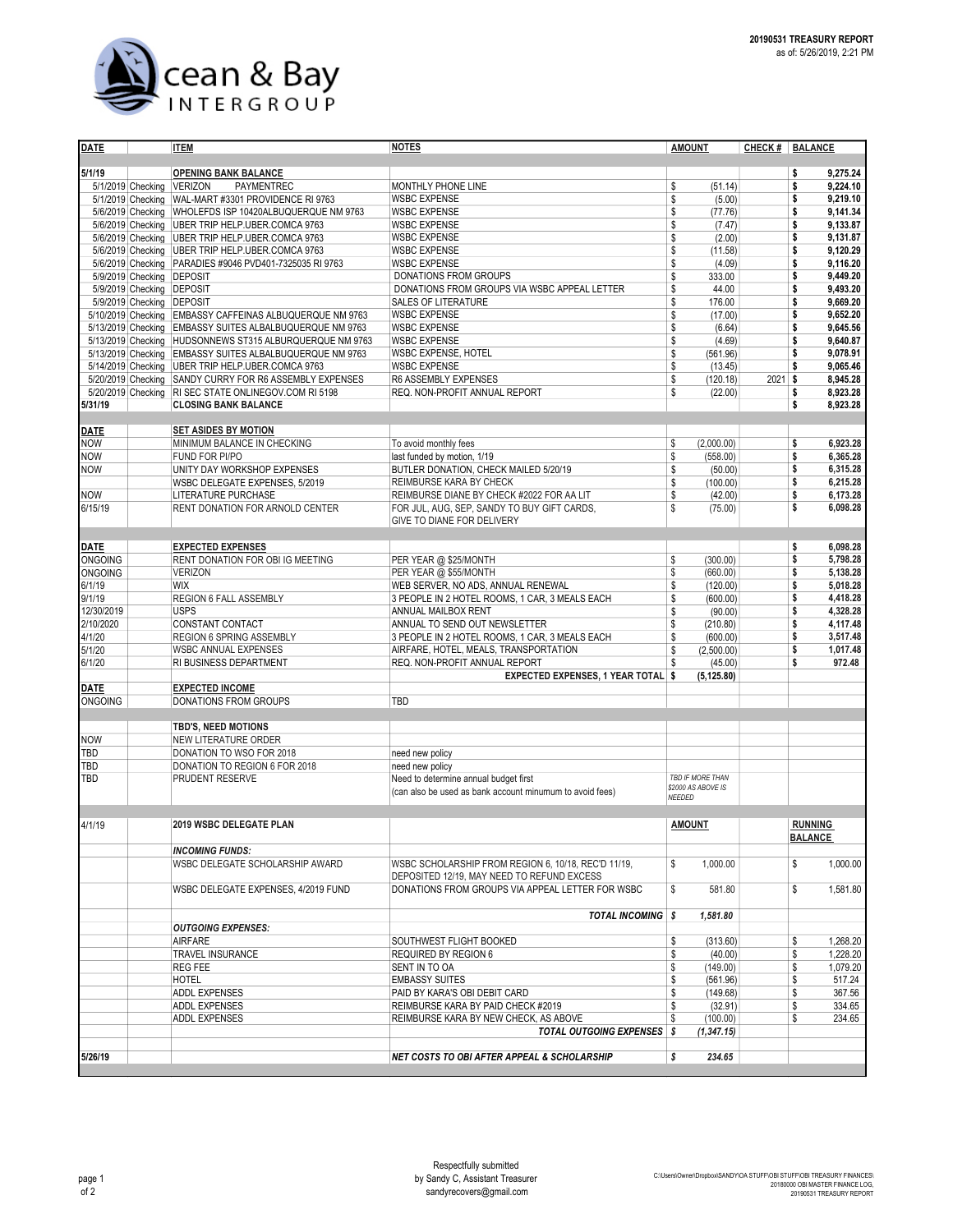**20190531 TREASURY REPORT**
as of: 5/26/2019, 2:21 PM

Ocean & Bay INTERGROUP

| DATE | | ITEM | NOTES | AMOUNT | CHECK # | BALANCE |
|---|---|---|---|---|---|---|
| **5/1/19** | | **OPENING BANK BALANCE** | | | | **$ 9,275.24** |
| 5/1/2019 | Checking | VERIZON PAYMENTREC | MONTHLY PHONE LINE | $ (51.14) | | **$ 9,224.10** |
| 5/1/2019 | Checking | WAL-MART #3301 PROVIDENCE RI 9763 | WSBC EXPENSE | $ (5.00) | | **$ 9,219.10** |
| 5/6/2019 | Checking | WHOLEFDS ISP 10420ALBUQUERQUE NM 9763 | WSBC EXPENSE | $ (77.76) | | **$ 9,141.34** |
| 5/6/2019 | Checking | UBER TRIP HELP.UBER.COMCA 9763 | WSBC EXPENSE | $ (7.47) | | **$ 9,133.87** |
| 5/6/2019 | Checking | UBER TRIP HELP.UBER.COMCA 9763 | WSBC EXPENSE | $ (2.00) | | **$ 9,131.87** |
| 5/6/2019 | Checking | UBER TRIP HELP.UBER.COMCA 9763 | WSBC EXPENSE | $ (11.58) | | **$ 9,120.29** |
| 5/6/2019 | Checking | PARADIES #9046 PVD401-7325035 RI 9763 | WSBC EXPENSE | $ (4.09) | | **$ 9,116.20** |
| 5/9/2019 | Checking | DEPOSIT | DONATIONS FROM GROUPS | $ 333.00 | | **$ 9,449.20** |
| 5/9/2019 | Checking | DEPOSIT | DONATIONS FROM GROUPS VIA WSBC APPEAL LETTER | $ 44.00 | | **$ 9,493.20** |
| 5/9/2019 | Checking | DEPOSIT | SALES OF LITERATURE | $ 176.00 | | **$ 9,669.20** |
| 5/10/2019 | Checking | EMBASSY CAFFEINAS ALBUQUERQUE NM 9763 | WSBC EXPENSE | $ (17.00) | | **$ 9,652.20** |
| 5/13/2019 | Checking | EMBASSY SUITES ALBALBUQUERQUE NM 9763 | WSBC EXPENSE | $ (6.64) | | **$ 9,645.56** |
| 5/13/2019 | Checking | HUDSONNEWS ST315 ALBURQUERQUE NM 9763 | WSBC EXPENSE | $ (4.69) | | **$ 9,640.87** |
| 5/13/2019 | Checking | EMBASSY SUITES ALBALBUQUERQUE NM 9763 | WSBC EXPENSE, HOTEL | $ (561.96) | | **$ 9,078.91** |
| 5/14/2019 | Checking | UBER TRIP HELP.UBER.COMCA 9763 | WSBC EXPENSE | $ (13.45) | | **$ 9,065.46** |
| 5/20/2019 | Checking | SANDY CURRY FOR R6 ASSEMBLY EXPENSES | R6 ASSEMBLY EXPENSES | $ (120.18) | 2021 | **$ 8,945.28** |
| 5/20/2019 | Checking | RI SEC STATE ONLINEGOV.COM RI 5198 | REQ. NON-PROFIT ANNUAL REPORT | $ (22.00) | | **$ 8,923.28** |
| **5/31/19** | | **CLOSING BANK BALANCE** | | | | **$ 8,923.28** |
| | | | | | | |
| **DATE** | | **SET ASIDES BY MOTION** | | | | |
| NOW | | MINIMUM BALANCE IN CHECKING | To avoid monthly fees | $ (2,000.00) | | **$ 6,923.28** |
| NOW | | FUND FOR PI/PO | last funded by motion, 1/19 | $ (558.00) | | **$ 6,365.28** |
| NOW | | UNITY DAY WORKSHOP EXPENSES | BUTLER DONATION, CHECK MAILED 5/20/19 | $ (50.00) | | **$ 6,315.28** |
| | | WSBC DELEGATE EXPENSES, 5/2019 | REIMBURSE KARA BY CHECK | $ (100.00) | | **$ 6,215.28** |
| NOW | | LITERATURE PURCHASE | REIMBURSE DIANE BY CHECK #2022 FOR AA LIT | $ (42.00) | | **$ 6,173.28** |
| 6/15/19 | | RENT DONATION FOR ARNOLD CENTER | FOR JUL, AUG, SEP, SANDY TO BUY GIFT CARDS, GIVE TO DIANE FOR DELIVERY | $ (75.00) | | **$ 6,098.28** |
| | | | | | | |
| **DATE** | | **EXPECTED EXPENSES** | | | | **$ 6,098.28** |
| ONGOING | | RENT DONATION FOR OBI IG MEETING | PER YEAR @ $25/MONTH | $ (300.00) | | **$ 5,798.28** |
| ONGOING | | VERIZON | PER YEAR @ $55/MONTH | $ (660.00) | | **$ 5,138.28** |
| 6/1/19 | | WIX | WEB SERVER, NO ADS, ANNUAL RENEWAL | $ (120.00) | | **$ 5,018.28** |
| 9/1/19 | | REGION 6 FALL ASSEMBLY | 3 PEOPLE IN 2 HOTEL ROOMS, 1 CAR, 3 MEALS EACH | $ (600.00) | | **$ 4,418.28** |
| 12/30/2019 | | USPS | ANNUAL MAILBOX RENT | $ (90.00) | | **$ 4,328.28** |
| 2/10/2020 | | CONSTANT CONTACT | ANNUAL TO SEND OUT NEWSLETTER | $ (210.80) | | **$ 4,117.48** |
| 4/1/20 | | REGION 6 SPRING ASSEMBLY | 3 PEOPLE IN 2 HOTEL ROOMS, 1 CAR, 3 MEALS EACH | $ (600.00) | | **$ 3,517.48** |
| 5/1/20 | | WSBC ANNUAL EXPENSES | AIRFARE, HOTEL, MEALS, TRANSPORTATION | $ (2,500.00) | | **$ 1,017.48** |
| 6/1/20 | | RI BUSINESS DEPARTMENT | REQ. NON-PROFIT ANNUAL REPORT | $ (45.00) | | **$ 972.48** |
| | | | **EXPECTED EXPENSES, 1 YEAR TOTAL** | **$ (5,125.80)** | | |
| **DATE** | | **EXPECTED INCOME** | | | | |
| ONGOING | | DONATIONS FROM GROUPS | TBD | | | |
| | | | | | | |
| | | **TBD'S, NEED MOTIONS** | | | | |
| NOW | | NEW LITERATURE ORDER | | | | |
| TBD | | DONATION TO WSO FOR 2018 | need new policy | | | |
| TBD | | DONATION TO REGION 6 FOR 2018 | need new policy | | | |
| TBD | | PRUDENT RESERVE | Need to determine annual budget first (can also be used as bank account minumum to avoid fees) | *TBD IF MORE THAN $2000 AS ABOVE IS NEEDED* | | |
| | | | | | | |
| 4/1/19 | | **2019 WSBC DELEGATE PLAN** | | **AMOUNT** | | **RUNNING BALANCE** |
| | | ***INCOMING FUNDS:*** | | | | |
| | | WSBC DELEGATE SCHOLARSHIP AWARD | WSBC SCHOLARSHIP FROM REGION 6, 10/18, REC'D 11/19, DEPOSITED 12/19, MAY NEED TO REFUND EXCESS | $ 1,000.00 | | $ 1,000.00 |
| | | WSBC DELEGATE EXPENSES, 4/2019 FUND | DONATIONS FROM GROUPS VIA APPEAL LETTER FOR WSBC | $ 581.80 | | $ 1,581.80 |
| | | | ***TOTAL INCOMING*** | ***$ 1,581.80*** | | |
| | | ***OUTGOING EXPENSES:*** | | | | |
| | | AIRFARE | SOUTHWEST FLIGHT BOOKED | $ (313.60) | | $ 1,268.20 |
| | | TRAVEL INSURANCE | REQUIRED BY REGION 6 | $ (40.00) | | $ 1,228.20 |
| | | REG FEE | SENT IN TO OA | $ (149.00) | | $ 1,079.20 |
| | | HOTEL | EMBASSY SUITES | $ (561.96) | | $ 517.24 |
| | | ADDL EXPENSES | PAID BY KARA'S OBI DEBIT CARD | $ (149.68) | | $ 367.56 |
| | | ADDL EXPENSES | REIMBURSE KARA BY PAID CHECK #2019 | $ (32.91) | | $ 334.65 |
| | | ADDL EXPENSES | REIMBURSE KARA BY NEW CHECK, AS ABOVE | $ (100.00) | | $ 234.65 |
| | | | ***TOTAL OUTGOING EXPENSES*** | ***$ (1,347.15)*** | | |
| | | | | | | |
| 5/26/19 | | | ***NET COSTS TO OBI AFTER APPEAL & SCHOLARSHIP*** | ***$ 234.65*** | | |

Respectfully submitted
by Sandy C, Assistant Treasurer
sandyrecovers@gmail.com

C:\Users\Owner\Dropbox\SANDY\OA STUFF\OBI STUFF\OBI TREASURY FINANCES\20180000 OBI MASTER FINANCE LOG, 20190531 TREASURY REPORT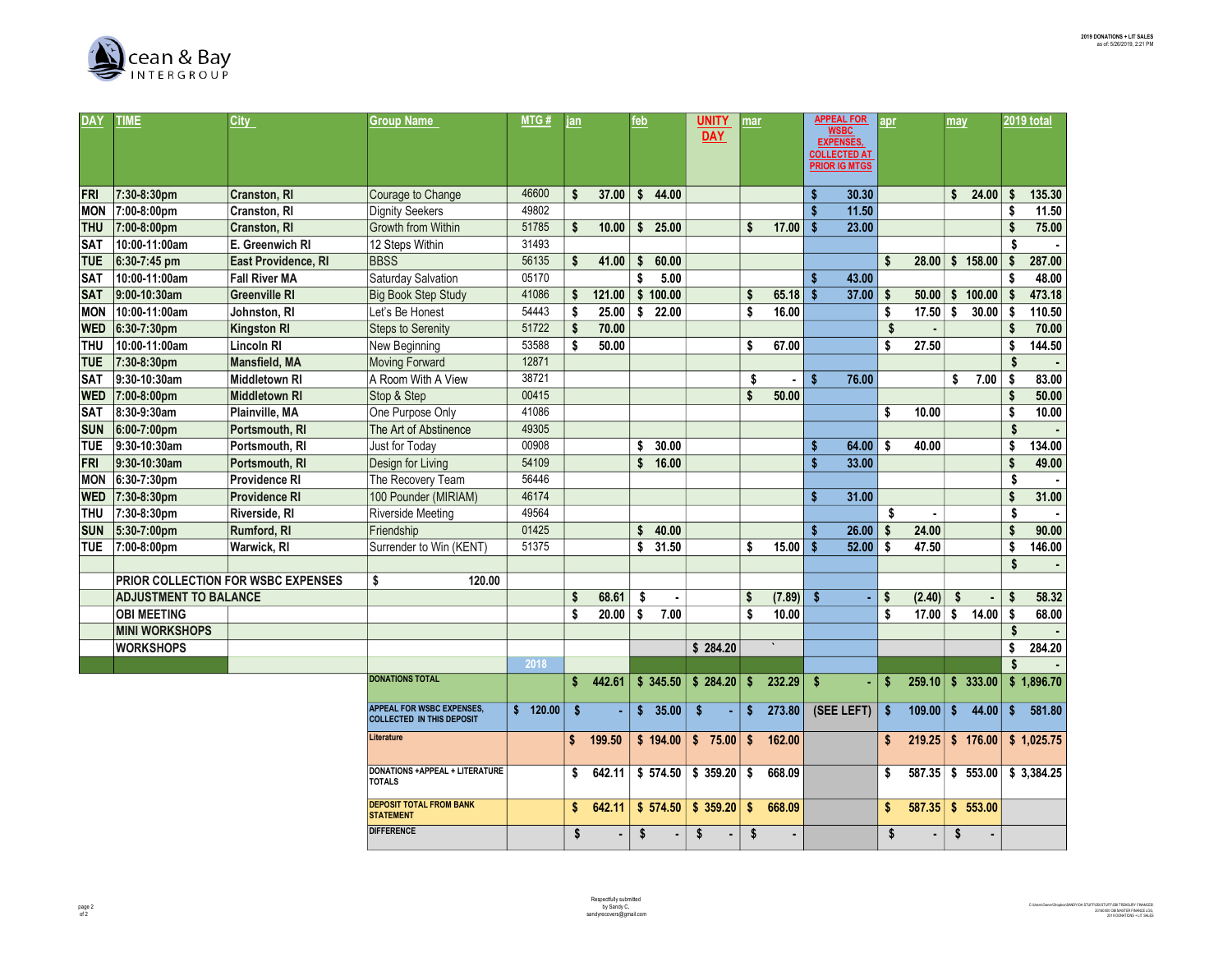Ocean & Bay INTERGROUP

**2019 DONATIONS + LIT SALES**
as of: 5/26/2019, 2:21 PM

| DAY | TIME | City | Group Name | MTG # | jan | feb | UNITY DAY | mar | APPEAL FOR WSBC EXPENSES, COLLECTED AT PRIOR IG MTGS | apr | may | 2019 total |
|---|---|---|---|---|---|---|---|---|---|---|---|---|
| FRI | 7:30-8:30pm | Cranston, RI | Courage to Change | 46600 | $ 37.00 | $ 44.00 | | | $ 30.30 | | $ 24.00 | $ 135.30 |
| MON | 7:00-8:00pm | Cranston, RI | Dignity Seekers | 49802 | | | | | $ 11.50 | | | $ 11.50 |
| THU | 7:00-8:00pm | Cranston, RI | Growth from Within | 51785 | $ 10.00 | $ 25.00 | | $ 17.00 | $ 23.00 | | | $ 75.00 |
| SAT | 10:00-11:00am | E. Greenwich RI | 12 Steps Within | 31493 | | | | | | | | $ - |
| TUE | 6:30-7:45 pm | East Providence, RI | BBSS | 56135 | $ 41.00 | $ 60.00 | | | | $ 28.00 | $ 158.00 | $ 287.00 |
| SAT | 10:00-11:00am | Fall River MA | Saturday Salvation | 05170 | | $ 5.00 | | | $ 43.00 | | | $ 48.00 |
| SAT | 9:00-10:30am | Greenville RI | Big Book Step Study | 41086 | $ 121.00 | $ 100.00 | | $ 65.18 | $ 37.00 | $ 50.00 | $ 100.00 | $ 473.18 |
| MON | 10:00-11:00am | Johnston, RI | Let's Be Honest | 54443 | $ 25.00 | $ 22.00 | | $ 16.00 | | $ 17.50 | $ 30.00 | $ 110.50 |
| WED | 6:30-7:30pm | Kingston RI | Steps to Serenity | 51722 | $ 70.00 | | | | | $ - | | $ 70.00 |
| THU | 10:00-11:00am | Lincoln RI | New Beginning | 53588 | $ 50.00 | | | $ 67.00 | | $ 27.50 | | $ 144.50 |
| TUE | 7:30-8:30pm | Mansfield, MA | Moving Forward | 12871 | | | | | | | | $ - |
| SAT | 9:30-10:30am | Middletown RI | A Room With A View | 38721 | | | | $ - | $ 76.00 | | $ 7.00 | $ 83.00 |
| WED | 7:00-8:00pm | Middletown RI | Stop & Step | 00415 | | | | $ 50.00 | | | | $ 50.00 |
| SAT | 8:30-9:30am | Plainville, MA | One Purpose Only | 41086 | | | | | | $ 10.00 | | $ 10.00 |
| SUN | 6:00-7:00pm | Portsmouth, RI | The Art of Abstinence | 49305 | | | | | | | | $ - |
| TUE | 9:30-10:30am | Portsmouth, RI | Just for Today | 00908 | | $ 30.00 | | | $ 64.00 | $ 40.00 | | $ 134.00 |
| FRI | 9:30-10:30am | Portsmouth, RI | Design for Living | 54109 | | $ 16.00 | | | $ 33.00 | | | $ 49.00 |
| MON | 6:30-7:30pm | Providence RI | The Recovery Team | 56446 | | | | | | | | $ - |
| WED | 7:30-8:30pm | Providence RI | 100 Pounder (MIRIAM) | 46174 | | | | | $ 31.00 | | | $ 31.00 |
| THU | 7:30-8:30pm | Riverside, RI | Riverside Meeting | 49564 | | | | | | $ - | | $ - |
| SUN | 5:30-7:00pm | Rumford, RI | Friendship | 01425 | | $ 40.00 | | | $ 26.00 | $ 24.00 | | $ 90.00 |
| TUE | 7:00-8:00pm | Warwick, RI | Surrender to Win (KENT) | 51375 | | $ 31.50 | | $ 15.00 | $ 52.00 | $ 47.50 | | $ 146.00 |
| | | | | | | | | | | | | $ - |
| | PRIOR COLLECTION FOR WSBC EXPENSES | | $ 120.00 | | | | | | | | | |
| | ADJUSTMENT TO BALANCE | | | | $ 68.61 | $ - | | $ (7.89) | $ - | $ (2.40) | $ - | $ 58.32 |
| | OBI MEETING | | | | $ 20.00 | $ 7.00 | | $ 10.00 | | $ 17.00 | $ 14.00 | $ 68.00 |
| | MINI WORKSHOPS | | | | | | | | | | | $ - |
| | WORKSHOPS | | | | | | $ 284.20 | ` | | | | $ 284.20 |
| | | | | 2018 | | | | | | | | $ - |
| | | | DONATIONS TOTAL | | $ 442.61 | $ 345.50 | $ 284.20 | $ 232.29 | $ - | $ 259.10 | $ 333.00 | $ 1,896.70 |
| | | | APPEAL FOR WSBC EXPENSES, COLLECTED IN THIS DEPOSIT | $ 120.00 | $ - | $ 35.00 | $ - | $ 273.80 | (SEE LEFT) | $ 109.00 | $ 44.00 | $ 581.80 |
| | | | Literature | | $ 199.50 | $ 194.00 | $ 75.00 | $ 162.00 | | $ 219.25 | $ 176.00 | $ 1,025.75 |
| | | | DONATIONS +APPEAL + LITERATURE TOTALS | | $ 642.11 | $ 574.50 | $ 359.20 | $ 668.09 | | $ 587.35 | $ 553.00 | $ 3,384.25 |
| | | | DEPOSIT TOTAL FROM BANK STATEMENT | | $ 642.11 | $ 574.50 | $ 359.20 | $ 668.09 | | $ 587.35 | $ 553.00 | |
| | | | DIFFERENCE | | $ - | $ - | $ - | $ - | | $ - | $ - | |

Respectfully submitted
by Sandy C,
sandyrecovers@gmail.com

C:\Users\Owner\Dropbox\SANDY OA STUFF\OBI STUFF\OBI TREASURY FINANCE\20190000 OBI MASTER FINANCE LOG\2019 DONATIONS + LIT SALES